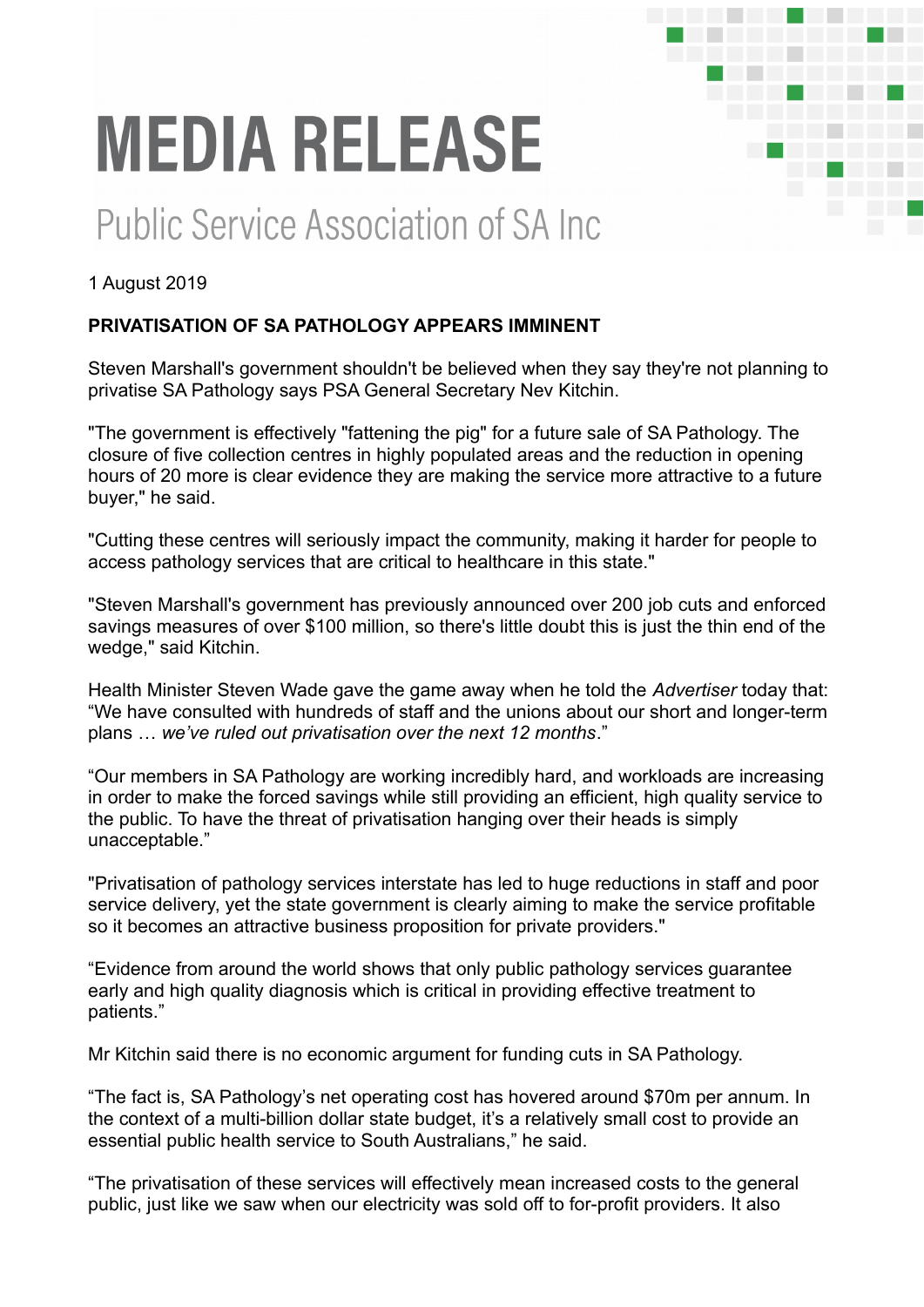# MEDIA RELEASE

## Public Service Association of SA Inc

1 August 2019

**PRIVATISATION OF SA PATHOLOGY APPEARS IMMINENT**

Steven Marshall's government shouldn't be believed when they say they're not planning to privatise SA Pathology says PSA General Secretary Nev Kitchin.

"The government is effectively "fattening the pig" for a future sale of SA Pathology. The closure of five collection centres in highly populated areas and the reduction in opening hours of 20 more is clear evidence they are making the service more attractive to a future buyer," he said.

"Cutting these centres will seriously impact the community, making it harder for people to access pathology services that are critical to healthcare in this state."

"Steven Marshall's government has previously announced over 200 job cuts and enforced savings measures of over $100 million, so there's little doubt this is just the thin end of the wedge," said Kitchin.

Health Minister Steven Wade gave the game away when he told the *Advertiser* today that: "We have consulted with hundreds of staff and the unions about our short and longer-term plans … *we've ruled out privatisation over the next 12 months*."

"Our members in SA Pathology are working incredibly hard, and workloads are increasing in order to make the forced savings while still providing an efficient, high quality service to the public. To have the threat of privatisation hanging over their heads is simply unacceptable."

"Privatisation of pathology services interstate has led to huge reductions in staff and poor service delivery, yet the state government is clearly aiming to make the service profitable so it becomes an attractive business proposition for private providers."

"Evidence from around the world shows that only public pathology services guarantee early and high quality diagnosis which is critical in providing effective treatment to patients."

Mr Kitchin said there is no economic argument for funding cuts in SA Pathology.

"The fact is, SA Pathology's net operating cost has hovered around $70m per annum. In the context of a multi-billion dollar state budget, it's a relatively small cost to provide an essential public health service to South Australians," he said.

"The privatisation of these services will effectively mean increased costs to the general public, just like we saw when our electricity was sold off to for-profit providers. It also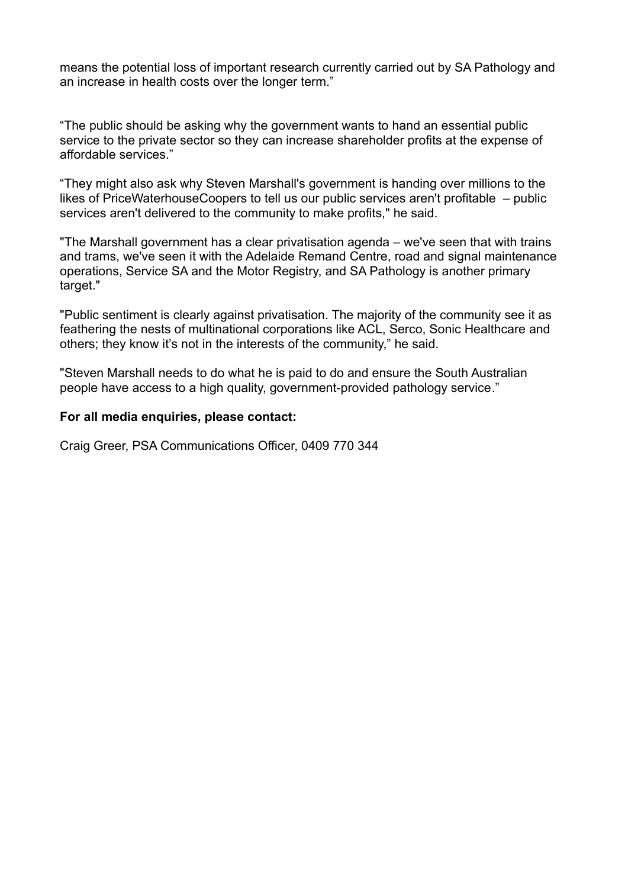means the potential loss of important research currently carried out by SA Pathology and an increase in health costs over the longer term."

"The public should be asking why the government wants to hand an essential public service to the private sector so they can increase shareholder profits at the expense of affordable services."

"They might also ask why Steven Marshall's government is handing over millions to the likes of PriceWaterhouseCoopers to tell us our public services aren't profitable – public services aren't delivered to the community to make profits," he said.

"The Marshall government has a clear privatisation agenda – we've seen that with trains and trams, we've seen it with the Adelaide Remand Centre, road and signal maintenance operations, Service SA and the Motor Registry, and SA Pathology is another primary target."

"Public sentiment is clearly against privatisation. The majority of the community see it as feathering the nests of multinational corporations like ACL, Serco, Sonic Healthcare and others; they know it's not in the interests of the community," he said.

"Steven Marshall needs to do what he is paid to do and ensure the South Australian people have access to a high quality, government-provided pathology service."

**For all media enquiries, please contact:**

Craig Greer, PSA Communications Officer, 0409 770 344